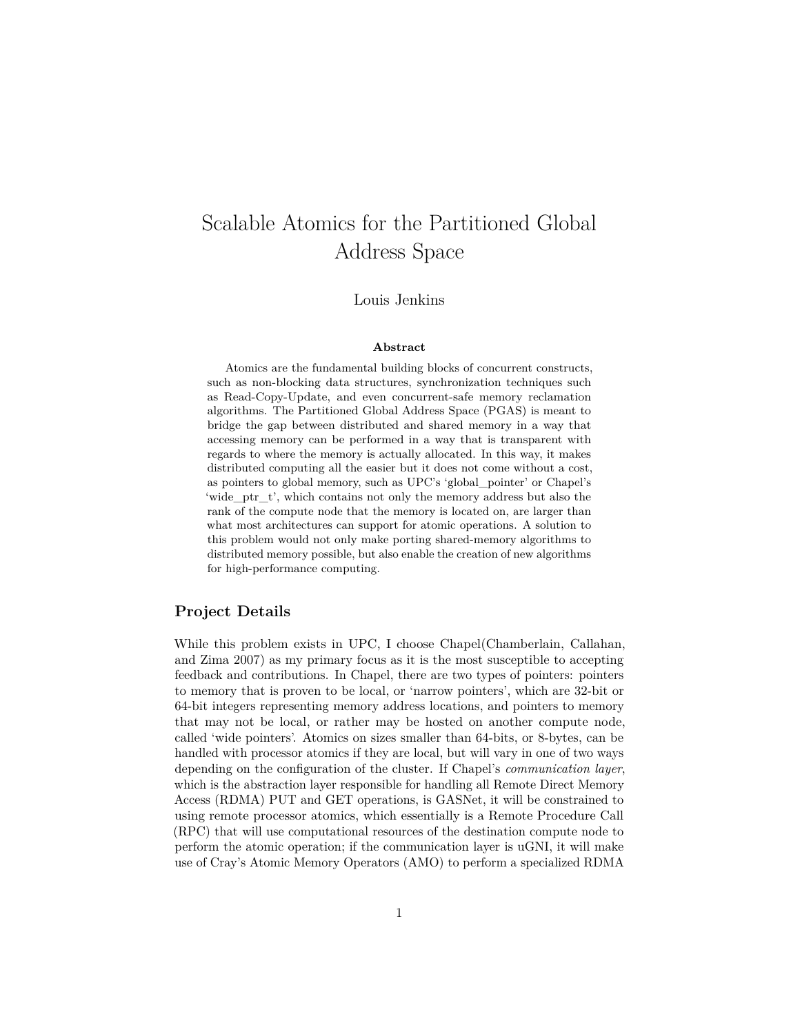# Scalable Atomics for the Partitioned Global Address Space

Louis Jenkins

**Abstract**

Atomics are the fundamental building blocks of concurrent constructs, such as non-blocking data structures, synchronization techniques such as Read-Copy-Update, and even concurrent-safe memory reclamation algorithms. The Partitioned Global Address Space (PGAS) is meant to bridge the gap between distributed and shared memory in a way that accessing memory can be performed in a way that is transparent with regards to where the memory is actually allocated. In this way, it makes distributed computing all the easier but it does not come without a cost, as pointers to global memory, such as UPC's 'global_pointer' or Chapel's 'wide_ptr_t', which contains not only the memory address but also the rank of the compute node that the memory is located on, are larger than what most architectures can support for atomic operations. A solution to this problem would not only make porting shared-memory algorithms to distributed memory possible, but also enable the creation of new algorithms for high-performance computing.

## Project Details

While this problem exists in UPC, I choose Chapel(Chamberlain, Callahan, and Zima 2007) as my primary focus as it is the most susceptible to accepting feedback and contributions. In Chapel, there are two types of pointers: pointers to memory that is proven to be local, or 'narrow pointers', which are 32-bit or 64-bit integers representing memory address locations, and pointers to memory that may not be local, or rather may be hosted on another compute node, called 'wide pointers'. Atomics on sizes smaller than 64-bits, or 8-bytes, can be handled with processor atomics if they are local, but will vary in one of two ways depending on the configuration of the cluster. If Chapel's *communication layer*, which is the abstraction layer responsible for handling all Remote Direct Memory Access (RDMA) PUT and GET operations, is GASNet, it will be constrained to using remote processor atomics, which essentially is a Remote Procedure Call (RPC) that will use computational resources of the destination compute node to perform the atomic operation; if the communication layer is uGNI, it will make use of Cray's Atomic Memory Operators (AMO) to perform a specialized RDMA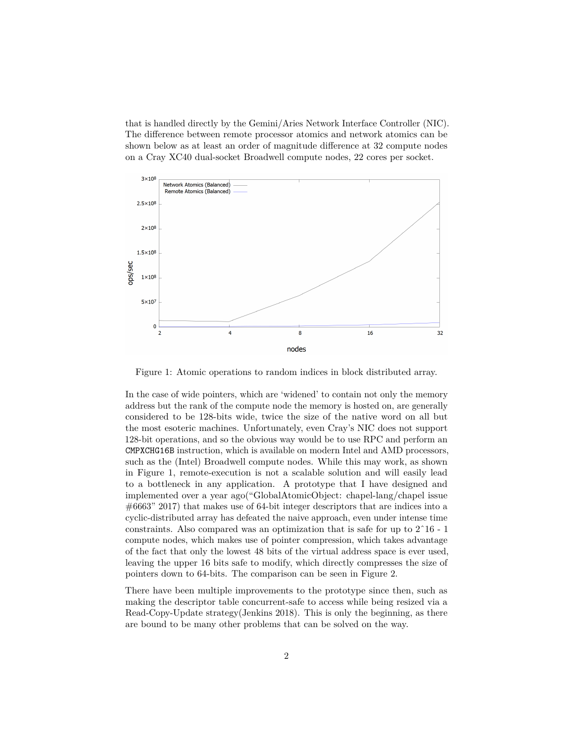that is handled directly by the Gemini/Aries Network Interface Controller (NIC). The difference between remote processor atomics and network atomics can be shown below as at least an order of magnitude difference at 32 compute nodes on a Cray XC40 dual-socket Broadwell compute nodes, 22 cores per socket.

Figure 1: Atomic operations to random indices in block distributed array.

In the case of wide pointers, which are 'widened' to contain not only the memory address but the rank of the compute node the memory is hosted on, are generally considered to be 128-bits wide, twice the size of the native word on all but the most esoteric machines. Unfortunately, even Cray's NIC does not support 128-bit operations, and so the obvious way would be to use RPC and perform an `CMPXCHG16B` instruction, which is available on modern Intel and AMD processors, such as the (Intel) Broadwell compute nodes. While this may work, as shown in Figure 1, remote-execution is not a scalable solution and will easily lead to a bottleneck in any application. A prototype that I have designed and implemented over a year ago("GlobalAtomicObject: chapel-lang/chapel issue #6663" 2017) that makes use of 64-bit integer descriptors that are indices into a cyclic-distributed array has defeated the naive approach, even under intense time constraints. Also compared was an optimization that is safe for up to 2^16 - 1 compute nodes, which makes use of pointer compression, which takes advantage of the fact that only the lowest 48 bits of the virtual address space is ever used, leaving the upper 16 bits safe to modify, which directly compresses the size of pointers down to 64-bits. The comparison can be seen in Figure 2.

There have been multiple improvements to the prototype since then, such as making the descriptor table concurrent-safe to access while being resized via a Read-Copy-Update strategy(Jenkins 2018). This is only the beginning, as there are bound to be many other problems that can be solved on the way.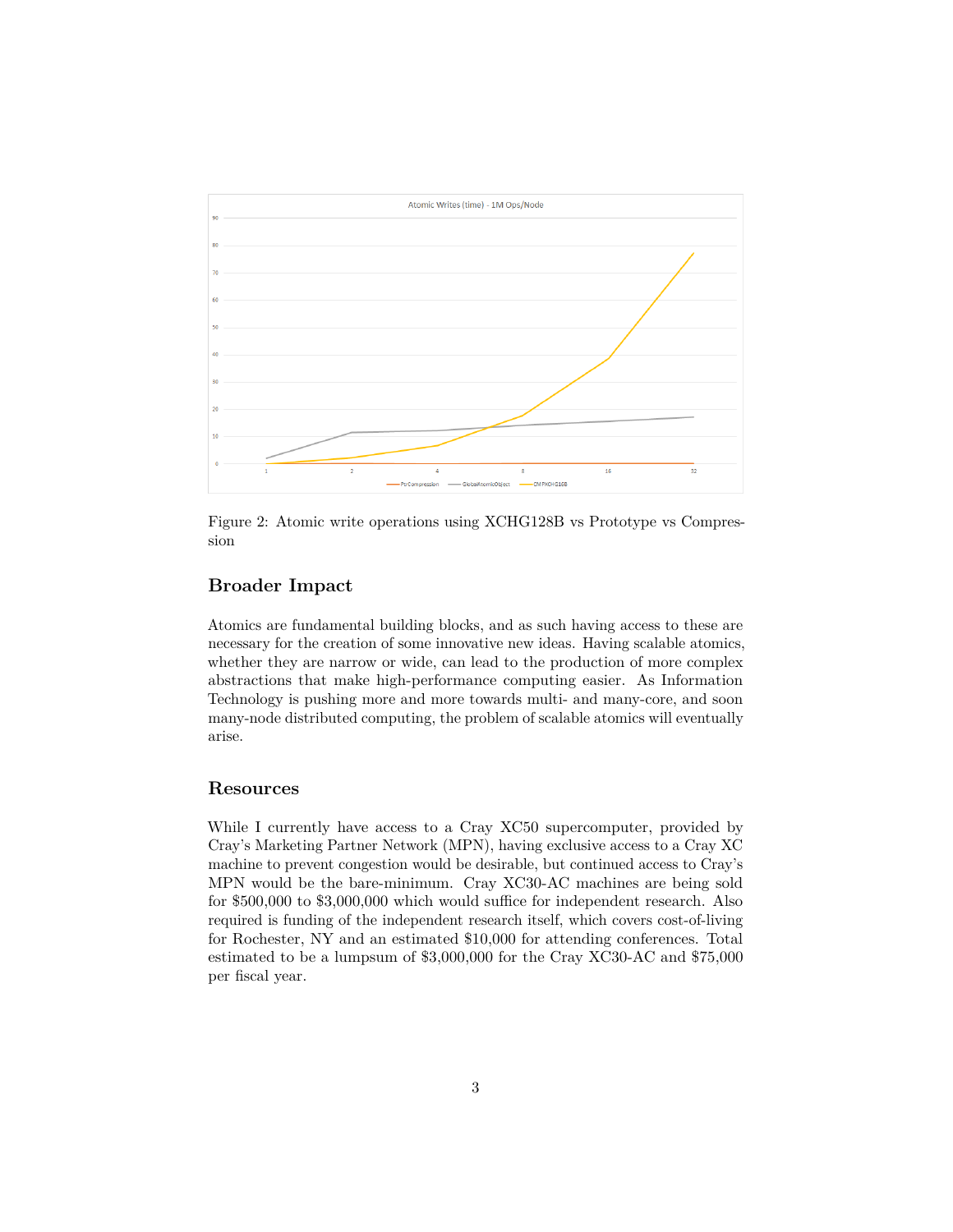Figure 2: Atomic write operations using XCHG128B vs Prototype vs Compression

## Broader Impact

Atomics are fundamental building blocks, and as such having access to these are necessary for the creation of some innovative new ideas. Having scalable atomics, whether they are narrow or wide, can lead to the production of more complex abstractions that make high-performance computing easier. As Information Technology is pushing more and more towards multi- and many-core, and soon many-node distributed computing, the problem of scalable atomics will eventually arise.

## Resources

While I currently have access to a Cray XC50 supercomputer, provided by Cray's Marketing Partner Network (MPN), having exclusive access to a Cray XC machine to prevent congestion would be desirable, but continued access to Cray's MPN would be the bare-minimum. Cray XC30-AC machines are being sold for $500,000 to $3,000,000 which would suffice for independent research. Also required is funding of the independent research itself, which covers cost-of-living for Rochester, NY and an estimated $10,000 for attending conferences. Total estimated to be a lumpsum of $3,000,000 for the Cray XC30-AC and $75,000 per fiscal year.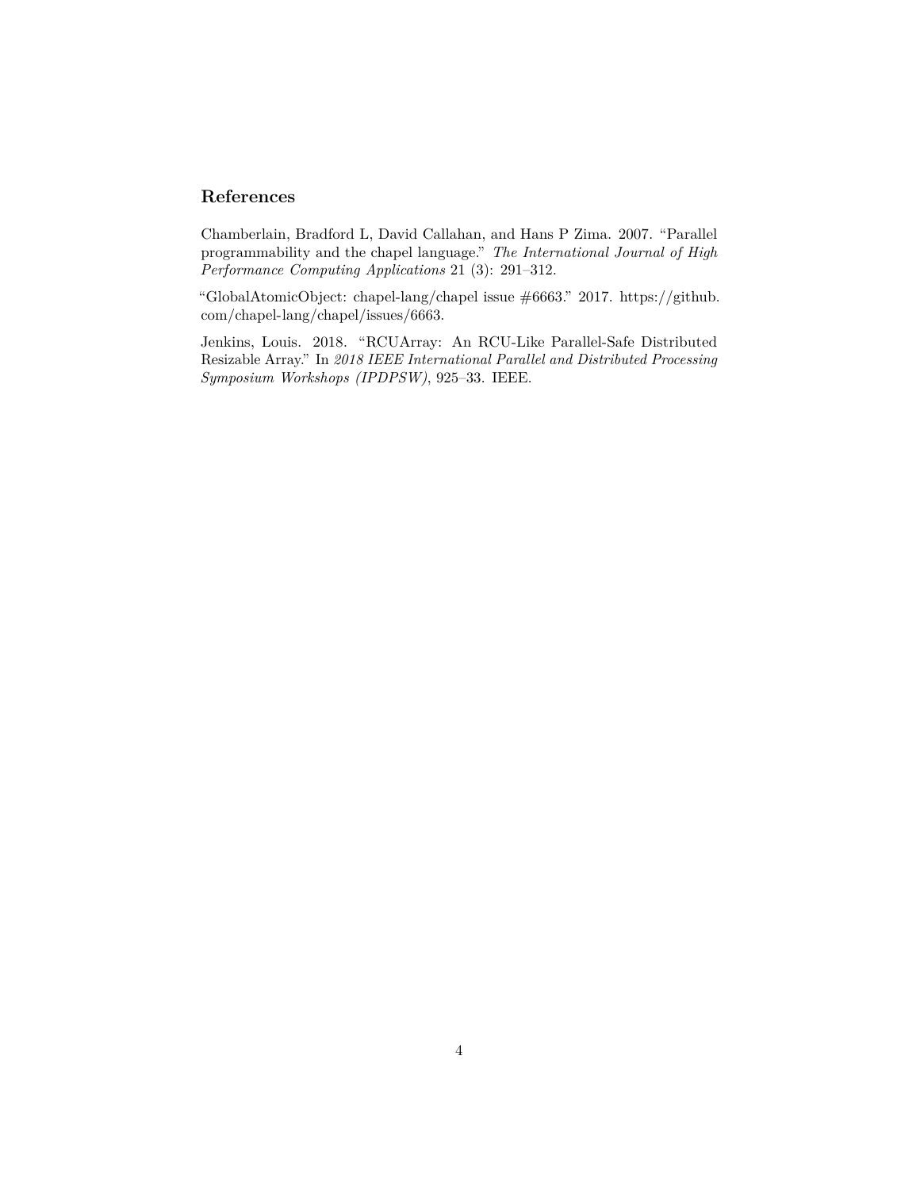## References

Chamberlain, Bradford L, David Callahan, and Hans P Zima. 2007. "Parallel programmability and the chapel language." *The International Journal of High Performance Computing Applications* 21 (3): 291–312.

"GlobalAtomicObject: chapel-lang/chapel issue #6663." 2017. https://github.com/chapel-lang/chapel/issues/6663.

Jenkins, Louis. 2018. "RCUArray: An RCU-Like Parallel-Safe Distributed Resizable Array." In *2018 IEEE International Parallel and Distributed Processing Symposium Workshops (IPDPSW)*, 925–33. IEEE.